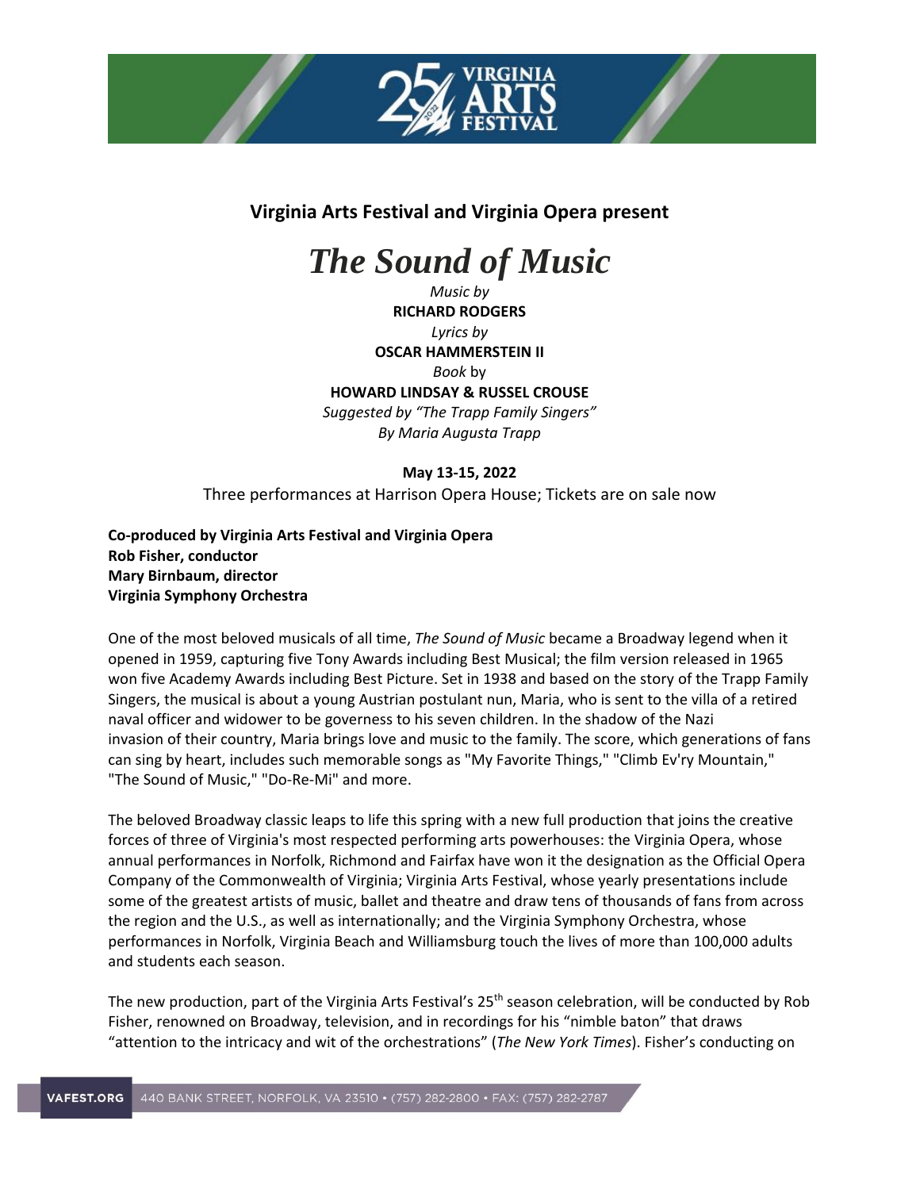**Virginia Arts Festival and Virginia Opera present**

# *The Sound of Music*

*Music by*
**RICHARD RODGERS**
*Lyrics by*
**OSCAR HAMMERSTEIN II**
*Book* by
**HOWARD LINDSAY & RUSSEL CROUSE**
*Suggested by "The Trapp Family Singers"*
*By Maria Augusta Trapp*

**May 13-15, 2022**
Three performances at Harrison Opera House; Tickets are on sale now

**Co-produced by Virginia Arts Festival and Virginia Opera**
**Rob Fisher, conductor**
**Mary Birnbaum, director**
**Virginia Symphony Orchestra**

One of the most beloved musicals of all time, *The Sound of Music* became a Broadway legend when it opened in 1959, capturing five Tony Awards including Best Musical; the film version released in 1965 won five Academy Awards including Best Picture. Set in 1938 and based on the story of the Trapp Family Singers, the musical is about a young Austrian postulant nun, Maria, who is sent to the villa of a retired naval officer and widower to be governess to his seven children. In the shadow of the Nazi invasion of their country, Maria brings love and music to the family. The score, which generations of fans can sing by heart, includes such memorable songs as "My Favorite Things," "Climb Ev'ry Mountain," "The Sound of Music," "Do-Re-Mi" and more.

The beloved Broadway classic leaps to life this spring with a new full production that joins the creative forces of three of Virginia's most respected performing arts powerhouses: the Virginia Opera, whose annual performances in Norfolk, Richmond and Fairfax have won it the designation as the Official Opera Company of the Commonwealth of Virginia; Virginia Arts Festival, whose yearly presentations include some of the greatest artists of music, ballet and theatre and draw tens of thousands of fans from across the region and the U.S., as well as internationally; and the Virginia Symphony Orchestra, whose performances in Norfolk, Virginia Beach and Williamsburg touch the lives of more than 100,000 adults and students each season.

The new production, part of the Virginia Arts Festival's 25th season celebration, will be conducted by Rob Fisher, renowned on Broadway, television, and in recordings for his "nimble baton" that draws "attention to the intricacy and wit of the orchestrations" (*The New York Times*). Fisher's conducting on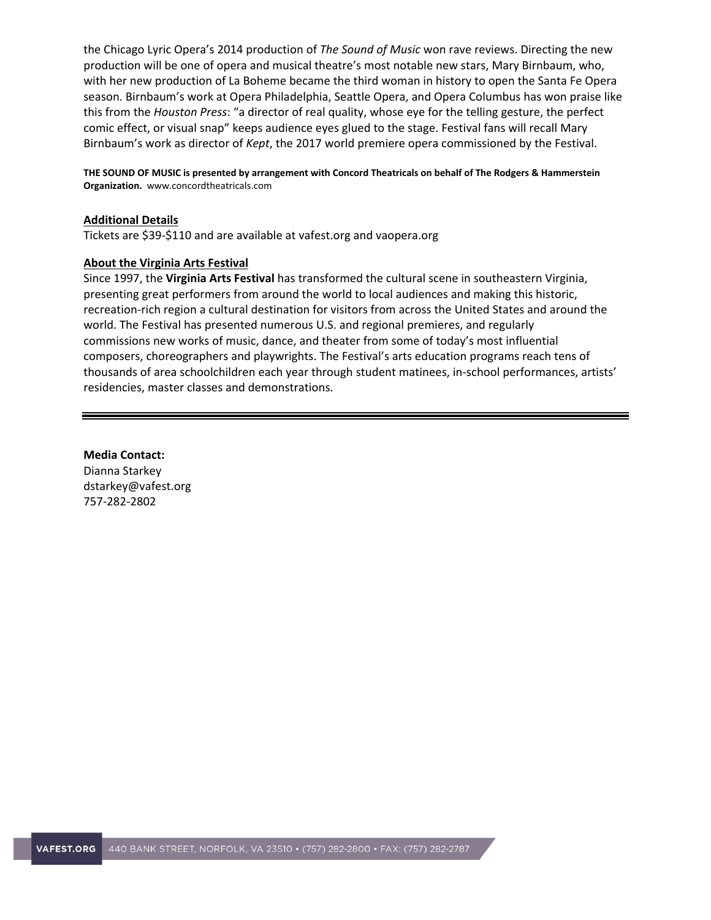the Chicago Lyric Opera's 2014 production of *The Sound of Music* won rave reviews. Directing the new production will be one of opera and musical theatre's most notable new stars, Mary Birnbaum, who, with her new production of La Boheme became the third woman in history to open the Santa Fe Opera season. Birnbaum's work at Opera Philadelphia, Seattle Opera, and Opera Columbus has won praise like this from the *Houston Press*: "a director of real quality, whose eye for the telling gesture, the perfect comic effect, or visual snap" keeps audience eyes glued to the stage. Festival fans will recall Mary Birnbaum's work as director of *Kept*, the 2017 world premiere opera commissioned by the Festival.

**THE SOUND OF MUSIC is presented by arrangement with Concord Theatricals on behalf of The Rodgers & Hammerstein Organization.** www.concordtheatricals.com

**Additional Details**
Tickets are $39-$110 and are available at vafest.org and vaopera.org

**About the Virginia Arts Festival**
Since 1997, the **Virginia Arts Festival** has transformed the cultural scene in southeastern Virginia, presenting great performers from around the world to local audiences and making this historic, recreation-rich region a cultural destination for visitors from across the United States and around the world. The Festival has presented numerous U.S. and regional premieres, and regularly commissions new works of music, dance, and theater from some of today's most influential composers, choreographers and playwrights. The Festival's arts education programs reach tens of thousands of area schoolchildren each year through student matinees, in-school performances, artists' residencies, master classes and demonstrations.

---

**Media Contact:**
Dianna Starkey
dstarkey@vafest.org
757-282-2802